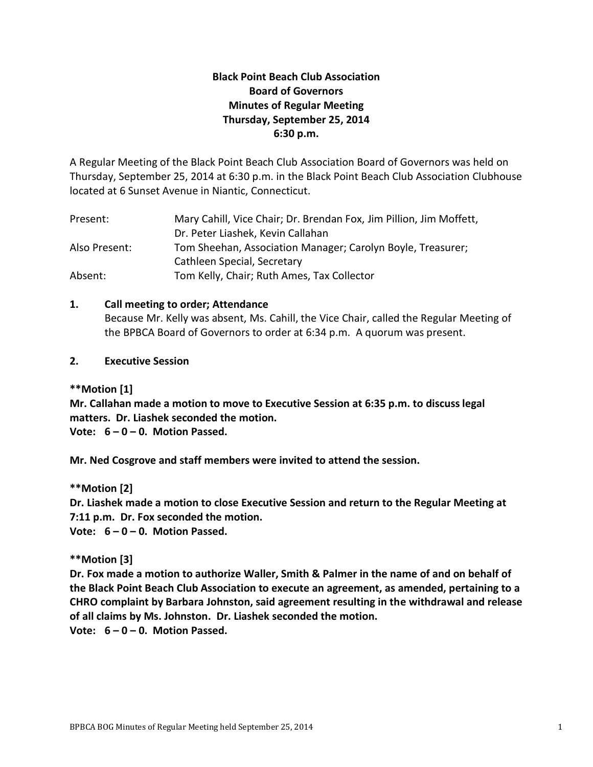**Black Point Beach Club Association**
**Board of Governors**
**Minutes of Regular Meeting**
**Thursday, September 25, 2014**
**6:30 p.m.**

A Regular Meeting of the Black Point Beach Club Association Board of Governors was held on Thursday, September 25, 2014 at 6:30 p.m. in the Black Point Beach Club Association Clubhouse located at 6 Sunset Avenue in Niantic, Connecticut.

| | |
|---|---|
| Present: | Mary Cahill, Vice Chair; Dr. Brendan Fox, Jim Pillion, Jim Moffett, Dr. Peter Liashek, Kevin Callahan |
| Also Present: | Tom Sheehan, Association Manager; Carolyn Boyle, Treasurer; Cathleen Special, Secretary |
| Absent: | Tom Kelly, Chair; Ruth Ames, Tax Collector |

## 1. Call meeting to order; Attendance

Because Mr. Kelly was absent, Ms. Cahill, the Vice Chair, called the Regular Meeting of the BPBCA Board of Governors to order at 6:34 p.m. A quorum was present.

## 2. Executive Session

**\*\*Motion [1]**
**Mr. Callahan made a motion to move to Executive Session at 6:35 p.m. to discuss legal matters. Dr. Liashek seconded the motion.**
**Vote: 6 – 0 – 0. Motion Passed.**

**Mr. Ned Cosgrove and staff members were invited to attend the session.**

**\*\*Motion [2]**
**Dr. Liashek made a motion to close Executive Session and return to the Regular Meeting at 7:11 p.m. Dr. Fox seconded the motion.**
**Vote: 6 – 0 – 0. Motion Passed.**

**\*\*Motion [3]**
**Dr. Fox made a motion to authorize Waller, Smith & Palmer in the name of and on behalf of the Black Point Beach Club Association to execute an agreement, as amended, pertaining to a CHRO complaint by Barbara Johnston, said agreement resulting in the withdrawal and release of all claims by Ms. Johnston. Dr. Liashek seconded the motion.**
**Vote: 6 – 0 – 0. Motion Passed.**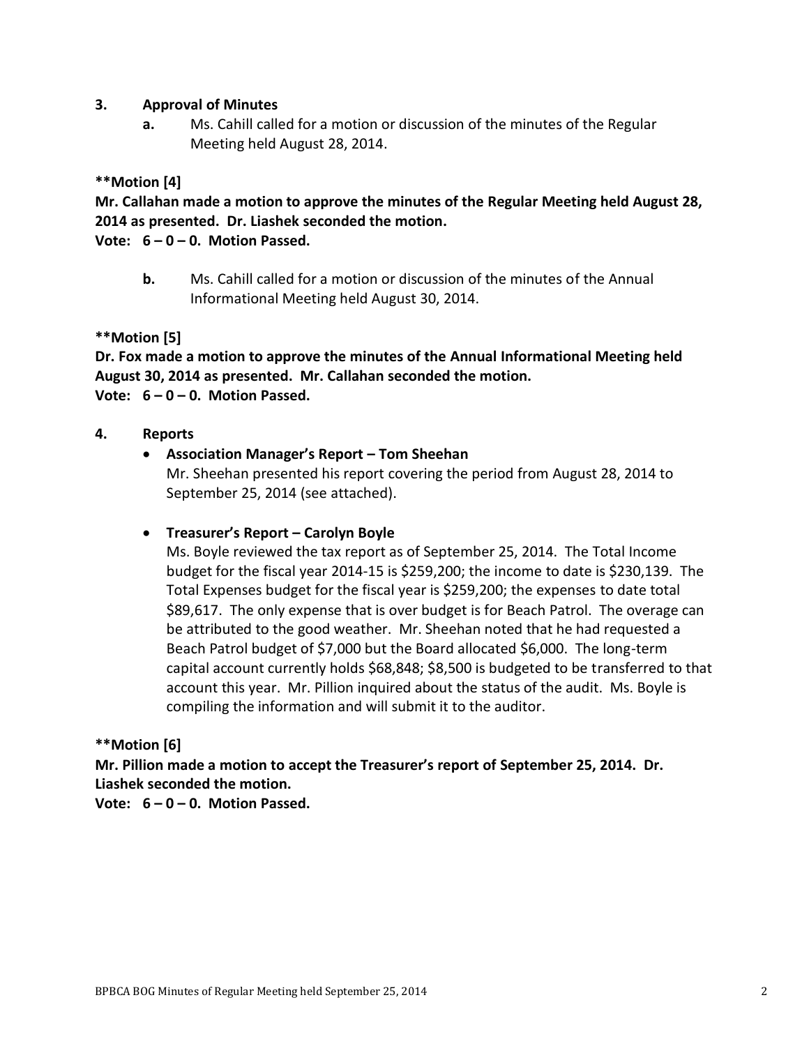**3. Approval of Minutes**

**a.** Ms. Cahill called for a motion or discussion of the minutes of the Regular Meeting held August 28, 2014.

**\*\*Motion [4]**

**Mr. Callahan made a motion to approve the minutes of the Regular Meeting held August 28, 2014 as presented. Dr. Liashek seconded the motion.**

**Vote: 6 – 0 – 0. Motion Passed.**

**b.** Ms. Cahill called for a motion or discussion of the minutes of the Annual Informational Meeting held August 30, 2014.

**\*\*Motion [5]**

**Dr. Fox made a motion to approve the minutes of the Annual Informational Meeting held August 30, 2014 as presented. Mr. Callahan seconded the motion.**

**Vote: 6 – 0 – 0. Motion Passed.**

**4. Reports**

- **Association Manager's Report – Tom Sheehan**

  Mr. Sheehan presented his report covering the period from August 28, 2014 to September 25, 2014 (see attached).

- **Treasurer's Report – Carolyn Boyle**

  Ms. Boyle reviewed the tax report as of September 25, 2014. The Total Income budget for the fiscal year 2014-15 is $259,200; the income to date is $230,139. The Total Expenses budget for the fiscal year is $259,200; the expenses to date total $89,617. The only expense that is over budget is for Beach Patrol. The overage can be attributed to the good weather. Mr. Sheehan noted that he had requested a Beach Patrol budget of $7,000 but the Board allocated $6,000. The long-term capital account currently holds $68,848; $8,500 is budgeted to be transferred to that account this year. Mr. Pillion inquired about the status of the audit. Ms. Boyle is compiling the information and will submit it to the auditor.

**\*\*Motion [6]**

**Mr. Pillion made a motion to accept the Treasurer's report of September 25, 2014. Dr. Liashek seconded the motion.**

**Vote: 6 – 0 – 0. Motion Passed.**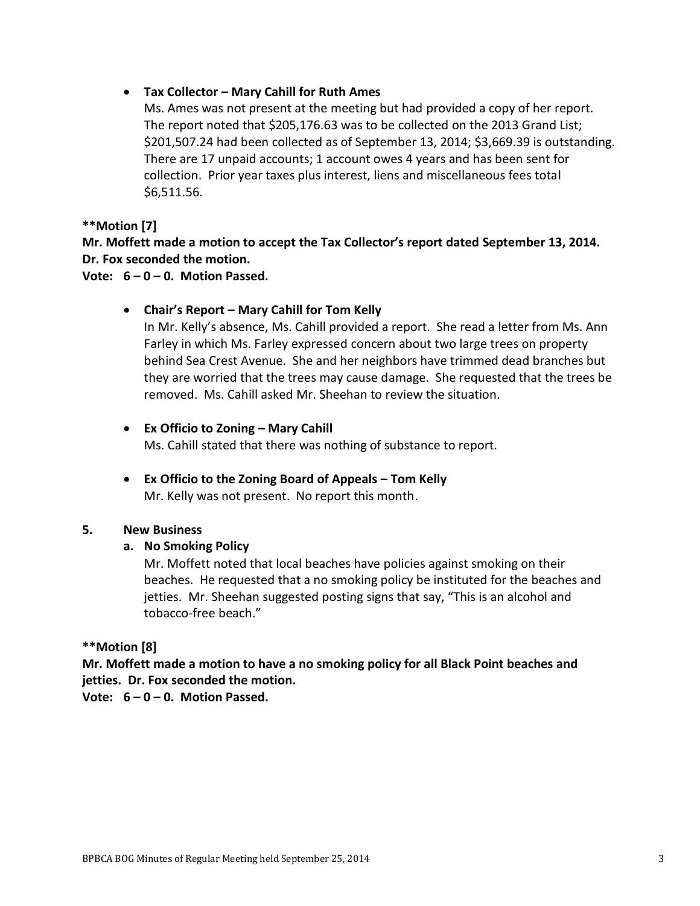- **Tax Collector – Mary Cahill for Ruth Ames**

  Ms. Ames was not present at the meeting but had provided a copy of her report. The report noted that $205,176.63 was to be collected on the 2013 Grand List; $201,507.24 had been collected as of September 13, 2014; $3,669.39 is outstanding. There are 17 unpaid accounts; 1 account owes 4 years and has been sent for collection. Prior year taxes plus interest, liens and miscellaneous fees total $6,511.56.

**\*\*Motion [7]**

**Mr. Moffett made a motion to accept the Tax Collector's report dated September 13, 2014. Dr. Fox seconded the motion.**

**Vote: 6 – 0 – 0. Motion Passed.**

- **Chair's Report – Mary Cahill for Tom Kelly**

  In Mr. Kelly's absence, Ms. Cahill provided a report. She read a letter from Ms. Ann Farley in which Ms. Farley expressed concern about two large trees on property behind Sea Crest Avenue. She and her neighbors have trimmed dead branches but they are worried that the trees may cause damage. She requested that the trees be removed. Ms. Cahill asked Mr. Sheehan to review the situation.

- **Ex Officio to Zoning – Mary Cahill**

  Ms. Cahill stated that there was nothing of substance to report.

- **Ex Officio to the Zoning Board of Appeals – Tom Kelly**

  Mr. Kelly was not present. No report this month.

## 5. New Business

### a. No Smoking Policy

Mr. Moffett noted that local beaches have policies against smoking on their beaches. He requested that a no smoking policy be instituted for the beaches and jetties. Mr. Sheehan suggested posting signs that say, "This is an alcohol and tobacco-free beach."

**\*\*Motion [8]**

**Mr. Moffett made a motion to have a no smoking policy for all Black Point beaches and jetties. Dr. Fox seconded the motion.**

**Vote: 6 – 0 – 0. Motion Passed.**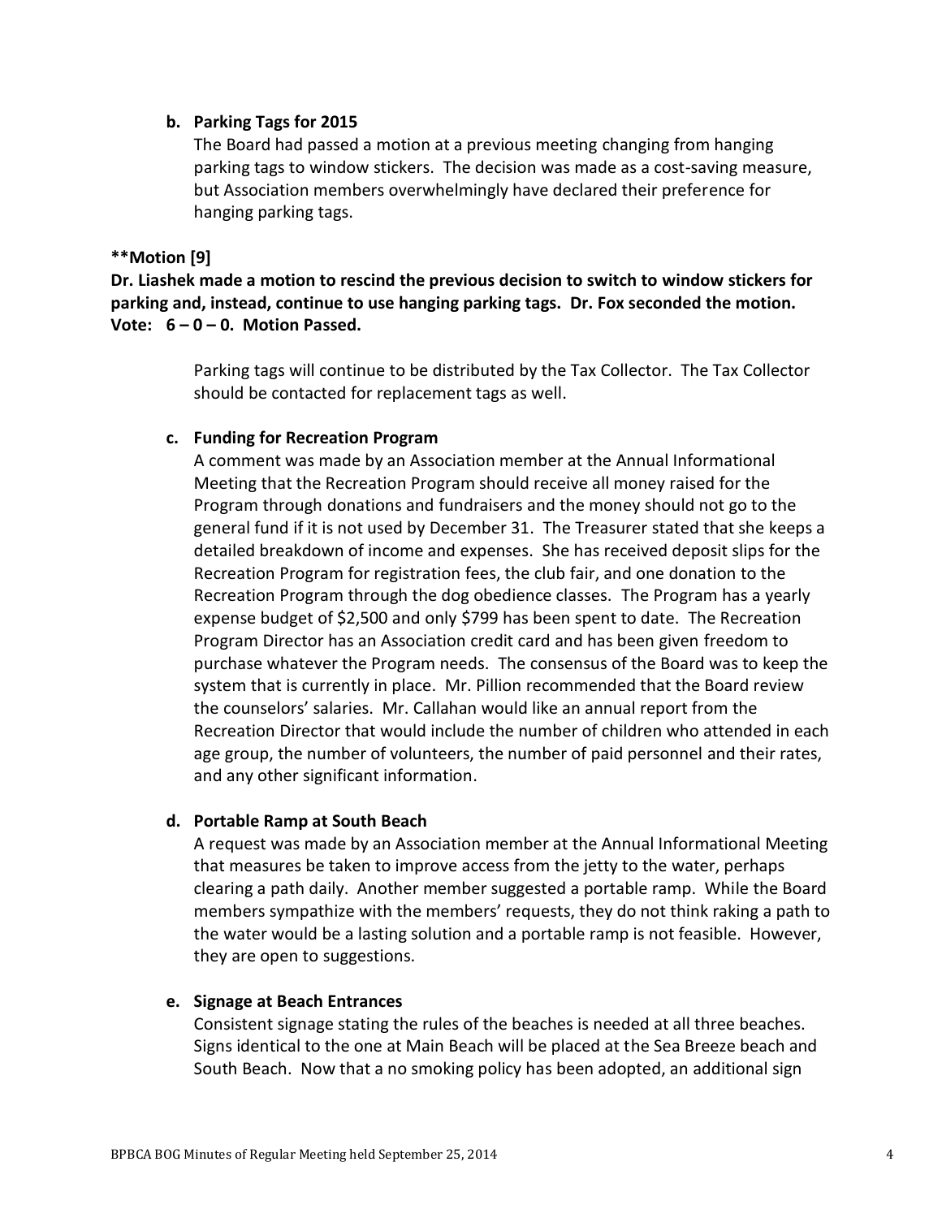**b. Parking Tags for 2015**

The Board had passed a motion at a previous meeting changing from hanging parking tags to window stickers. The decision was made as a cost-saving measure, but Association members overwhelmingly have declared their preference for hanging parking tags.

**\*\*Motion [9]**

**Dr. Liashek made a motion to rescind the previous decision to switch to window stickers for parking and, instead, continue to use hanging parking tags. Dr. Fox seconded the motion. Vote: 6 – 0 – 0. Motion Passed.**

Parking tags will continue to be distributed by the Tax Collector. The Tax Collector should be contacted for replacement tags as well.

**c. Funding for Recreation Program**

A comment was made by an Association member at the Annual Informational Meeting that the Recreation Program should receive all money raised for the Program through donations and fundraisers and the money should not go to the general fund if it is not used by December 31. The Treasurer stated that she keeps a detailed breakdown of income and expenses. She has received deposit slips for the Recreation Program for registration fees, the club fair, and one donation to the Recreation Program through the dog obedience classes. The Program has a yearly expense budget of $2,500 and only $799 has been spent to date. The Recreation Program Director has an Association credit card and has been given freedom to purchase whatever the Program needs. The consensus of the Board was to keep the system that is currently in place. Mr. Pillion recommended that the Board review the counselors' salaries. Mr. Callahan would like an annual report from the Recreation Director that would include the number of children who attended in each age group, the number of volunteers, the number of paid personnel and their rates, and any other significant information.

**d. Portable Ramp at South Beach**

A request was made by an Association member at the Annual Informational Meeting that measures be taken to improve access from the jetty to the water, perhaps clearing a path daily. Another member suggested a portable ramp. While the Board members sympathize with the members' requests, they do not think raking a path to the water would be a lasting solution and a portable ramp is not feasible. However, they are open to suggestions.

**e. Signage at Beach Entrances**

Consistent signage stating the rules of the beaches is needed at all three beaches. Signs identical to the one at Main Beach will be placed at the Sea Breeze beach and South Beach. Now that a no smoking policy has been adopted, an additional sign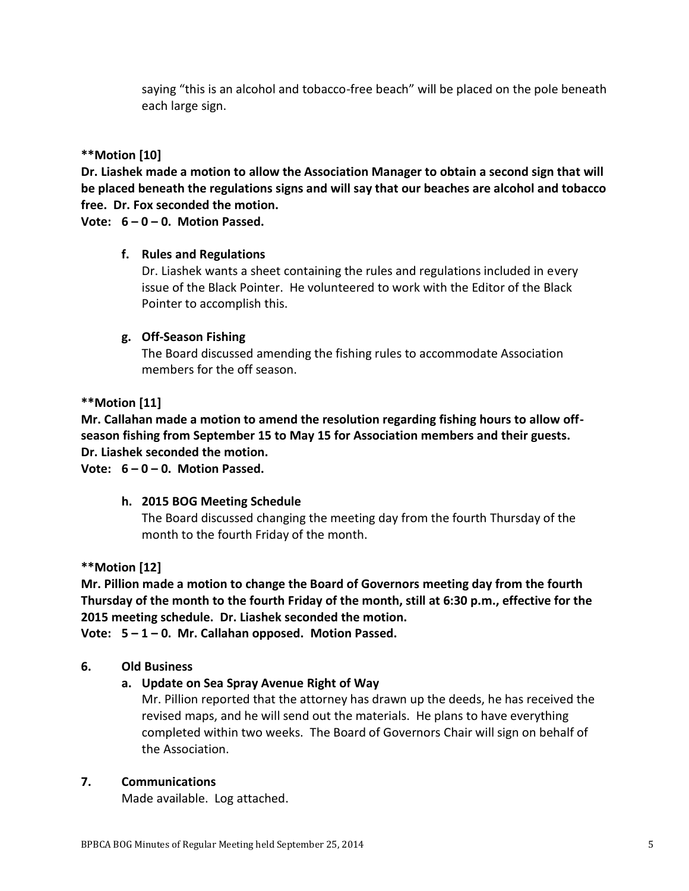saying "this is an alcohol and tobacco-free beach" will be placed on the pole beneath each large sign.

**Motion [10]**

**Dr. Liashek made a motion to allow the Association Manager to obtain a second sign that will be placed beneath the regulations signs and will say that our beaches are alcohol and tobacco free. Dr. Fox seconded the motion.**

**Vote: 6 – 0 – 0. Motion Passed.**

**f. Rules and Regulations**

Dr. Liashek wants a sheet containing the rules and regulations included in every issue of the Black Pointer. He volunteered to work with the Editor of the Black Pointer to accomplish this.

**g. Off-Season Fishing**

The Board discussed amending the fishing rules to accommodate Association members for the off season.

**Motion [11]**

**Mr. Callahan made a motion to amend the resolution regarding fishing hours to allow off-season fishing from September 15 to May 15 for Association members and their guests. Dr. Liashek seconded the motion.**

**Vote: 6 – 0 – 0. Motion Passed.**

**h. 2015 BOG Meeting Schedule**

The Board discussed changing the meeting day from the fourth Thursday of the month to the fourth Friday of the month.

**Motion [12]**

**Mr. Pillion made a motion to change the Board of Governors meeting day from the fourth Thursday of the month to the fourth Friday of the month, still at 6:30 p.m., effective for the 2015 meeting schedule. Dr. Liashek seconded the motion.**

**Vote: 5 – 1 – 0. Mr. Callahan opposed. Motion Passed.**

**6. Old Business**

**a. Update on Sea Spray Avenue Right of Way**

Mr. Pillion reported that the attorney has drawn up the deeds, he has received the revised maps, and he will send out the materials. He plans to have everything completed within two weeks. The Board of Governors Chair will sign on behalf of the Association.

**7. Communications**

Made available. Log attached.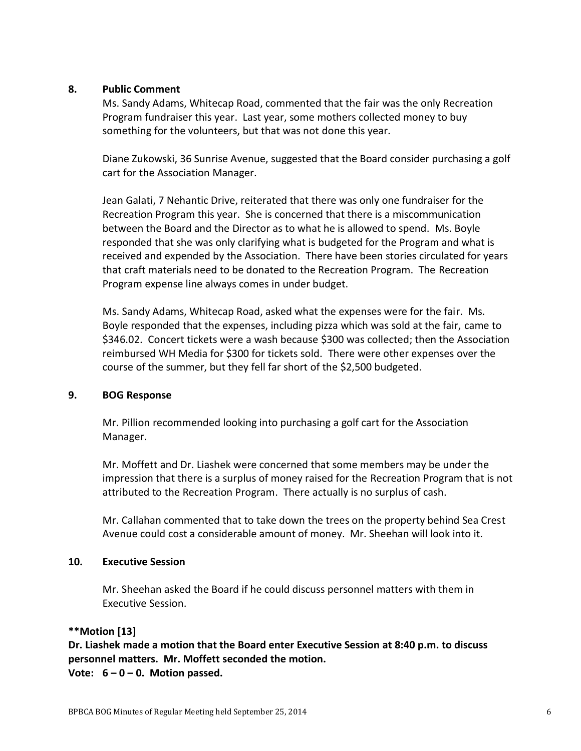## 8. Public Comment

Ms. Sandy Adams, Whitecap Road, commented that the fair was the only Recreation Program fundraiser this year. Last year, some mothers collected money to buy something for the volunteers, but that was not done this year.

Diane Zukowski, 36 Sunrise Avenue, suggested that the Board consider purchasing a golf cart for the Association Manager.

Jean Galati, 7 Nehantic Drive, reiterated that there was only one fundraiser for the Recreation Program this year. She is concerned that there is a miscommunication between the Board and the Director as to what he is allowed to spend. Ms. Boyle responded that she was only clarifying what is budgeted for the Program and what is received and expended by the Association. There have been stories circulated for years that craft materials need to be donated to the Recreation Program. The Recreation Program expense line always comes in under budget.

Ms. Sandy Adams, Whitecap Road, asked what the expenses were for the fair. Ms. Boyle responded that the expenses, including pizza which was sold at the fair, came to $346.02. Concert tickets were a wash because $300 was collected; then the Association reimbursed WH Media for $300 for tickets sold. There were other expenses over the course of the summer, but they fell far short of the $2,500 budgeted.

## 9. BOG Response

Mr. Pillion recommended looking into purchasing a golf cart for the Association Manager.

Mr. Moffett and Dr. Liashek were concerned that some members may be under the impression that there is a surplus of money raised for the Recreation Program that is not attributed to the Recreation Program. There actually is no surplus of cash.

Mr. Callahan commented that to take down the trees on the property behind Sea Crest Avenue could cost a considerable amount of money. Mr. Sheehan will look into it.

## 10. Executive Session

Mr. Sheehan asked the Board if he could discuss personnel matters with them in Executive Session.

**\*\*Motion [13]**
**Dr. Liashek made a motion that the Board enter Executive Session at 8:40 p.m. to discuss personnel matters. Mr. Moffett seconded the motion.**
**Vote: 6 – 0 – 0. Motion passed.**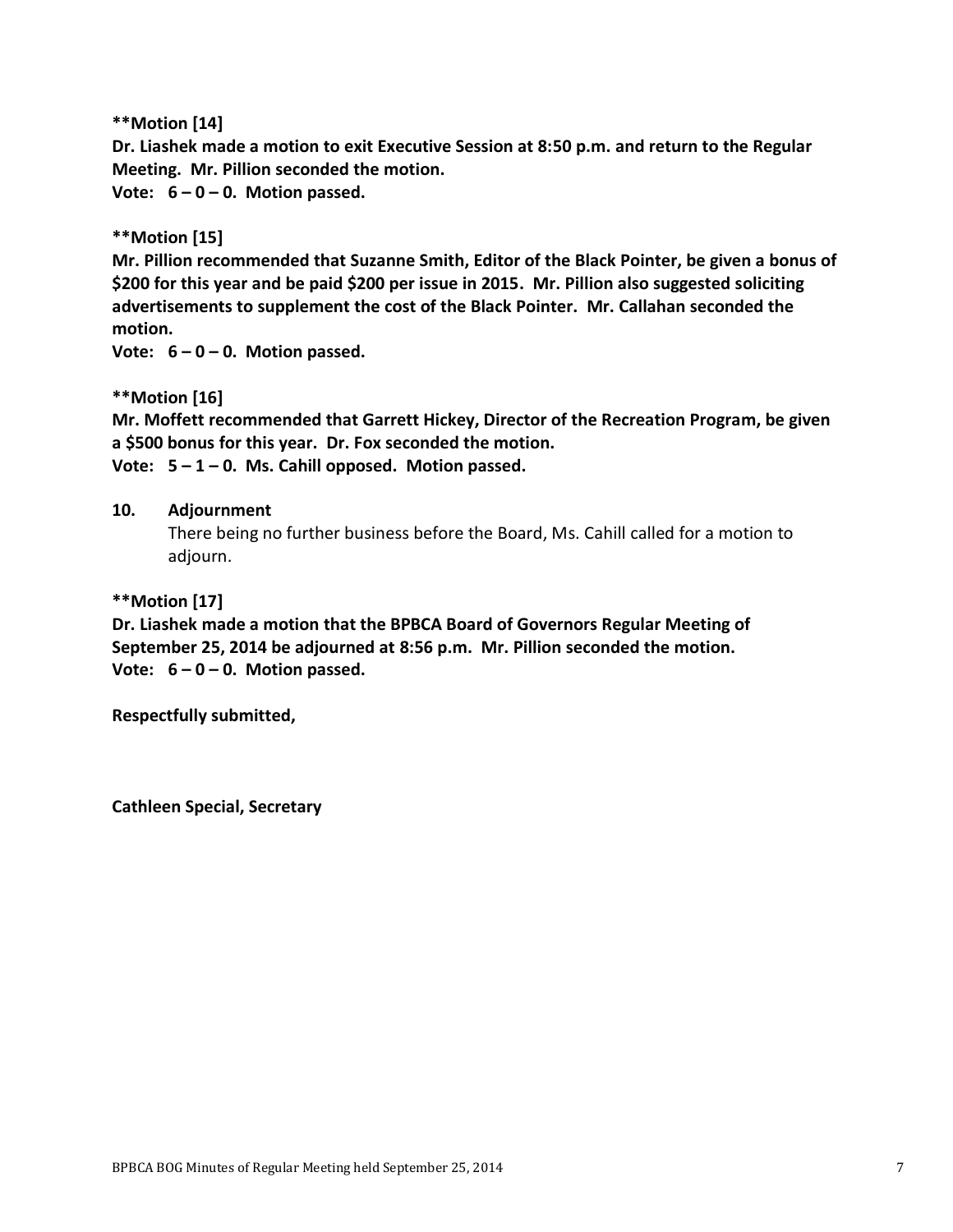**\*\*Motion [14]**

**Dr. Liashek made a motion to exit Executive Session at 8:50 p.m. and return to the Regular Meeting. Mr. Pillion seconded the motion.**

**Vote: 6 – 0 – 0. Motion passed.**

**\*\*Motion [15]**

**Mr. Pillion recommended that Suzanne Smith, Editor of the Black Pointer, be given a bonus of $200 for this year and be paid $200 per issue in 2015. Mr. Pillion also suggested soliciting advertisements to supplement the cost of the Black Pointer. Mr. Callahan seconded the motion.**

**Vote: 6 – 0 – 0. Motion passed.**

**\*\*Motion [16]**

**Mr. Moffett recommended that Garrett Hickey, Director of the Recreation Program, be given a $500 bonus for this year. Dr. Fox seconded the motion.**

**Vote: 5 – 1 – 0. Ms. Cahill opposed. Motion passed.**

**10. Adjournment**

There being no further business before the Board, Ms. Cahill called for a motion to adjourn.

**\*\*Motion [17]**

**Dr. Liashek made a motion that the BPBCA Board of Governors Regular Meeting of September 25, 2014 be adjourned at 8:56 p.m. Mr. Pillion seconded the motion.**

**Vote: 6 – 0 – 0. Motion passed.**

**Respectfully submitted,**

**Cathleen Special, Secretary**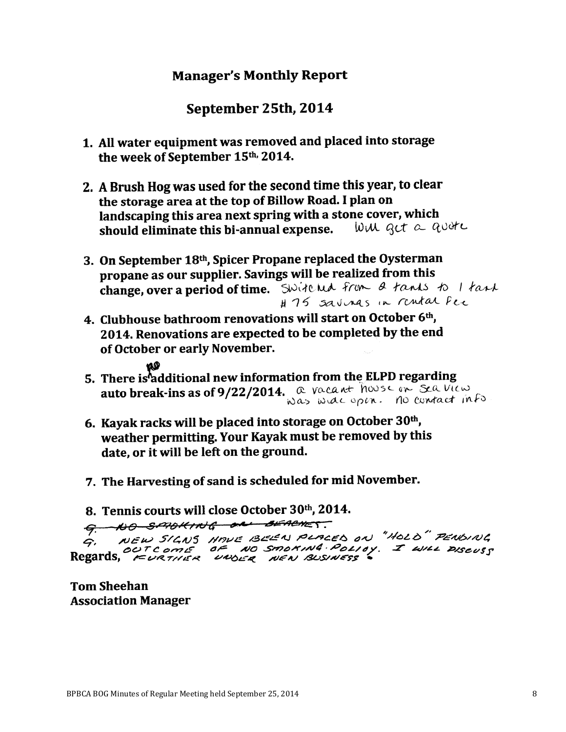## Manager's Monthly Report

## September 25th, 2014

1. **All water equipment was removed and placed into storage the week of September 15th, 2014.**

2. **A Brush Hog was used for the second time this year, to clear the storage area at the top of Billow Road. I plan on landscaping this area next spring with a stone cover, which should eliminate this bi-annual expense.** Will get a quote

3. **On September 18th, Spicer Propane replaced the Oysterman propane as our supplier. Savings will be realized from this change, over a period of time.** Switched from 2 tanks to 1 tank #75 savings in rental fee

4. **Clubhouse bathroom renovations will start on October 6th, 2014. Renovations are expected to be completed by the end of October or early November.**

5. **There is ~~additional~~ no additional new information from the ELPD regarding auto break-ins as of 9/22/2014.** a vacant house on Sea View was wide open. No contact info

6. **Kayak racks will be placed into storage on October 30th, weather permitting. Your Kayak must be removed by this date, or it will be left on the ground.**

7. **The Harvesting of sand is scheduled for mid November.**

8. **Tennis courts will close October 30th, 2014.**

~~9. NO SMOKING ON BEACHES.~~

9. NEW SIGNS HAVE BEEN PLACED ON "HOLD" PENDING OUTCOME OF NO SMOKING POLICY. I WILL DISCUSS FURTHER UNDER NEW BUSINESS.

**Regards,**

**Tom Sheehan**
**Association Manager**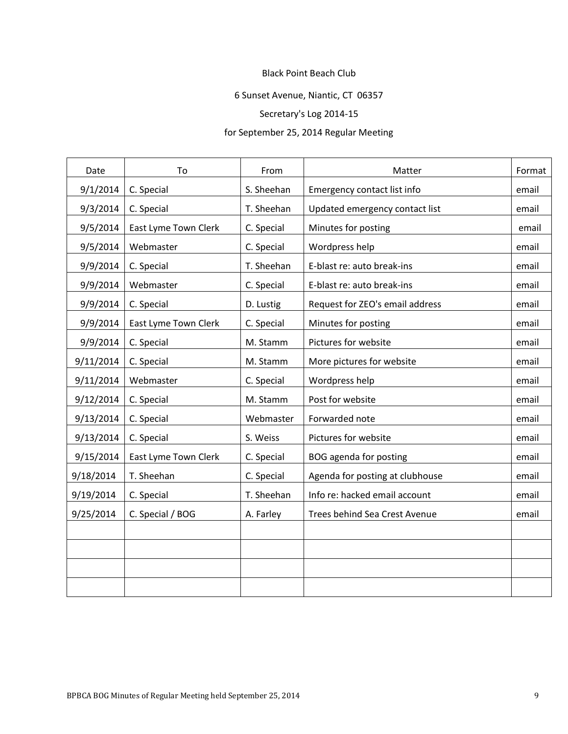Black Point Beach Club

6 Sunset Avenue, Niantic, CT 06357

Secretary's Log 2014-15

for September 25, 2014 Regular Meeting

| Date | To | From | Matter | Format |
|---|---|---|---|---|
| 9/1/2014 | C. Special | S. Sheehan | Emergency contact list info | email |
| 9/3/2014 | C. Special | T. Sheehan | Updated emergency contact list | email |
| 9/5/2014 | East Lyme Town Clerk | C. Special | Minutes for posting | email |
| 9/5/2014 | Webmaster | C. Special | Wordpress help | email |
| 9/9/2014 | C. Special | T. Sheehan | E-blast re: auto break-ins | email |
| 9/9/2014 | Webmaster | C. Special | E-blast re: auto break-ins | email |
| 9/9/2014 | C. Special | D. Lustig | Request for ZEO's email address | email |
| 9/9/2014 | East Lyme Town Clerk | C. Special | Minutes for posting | email |
| 9/9/2014 | C. Special | M. Stamm | Pictures for website | email |
| 9/11/2014 | C. Special | M. Stamm | More pictures for website | email |
| 9/11/2014 | Webmaster | C. Special | Wordpress help | email |
| 9/12/2014 | C. Special | M. Stamm | Post for website | email |
| 9/13/2014 | C. Special | Webmaster | Forwarded note | email |
| 9/13/2014 | C. Special | S. Weiss | Pictures for website | email |
| 9/15/2014 | East Lyme Town Clerk | C. Special | BOG agenda for posting | email |
| 9/18/2014 | T. Sheehan | C. Special | Agenda for posting at clubhouse | email |
| 9/19/2014 | C. Special | T. Sheehan | Info re: hacked email account | email |
| 9/25/2014 | C. Special / BOG | A. Farley | Trees behind Sea Crest Avenue | email |
| | | | | |
| | | | | |
| | | | | |
| | | | | |